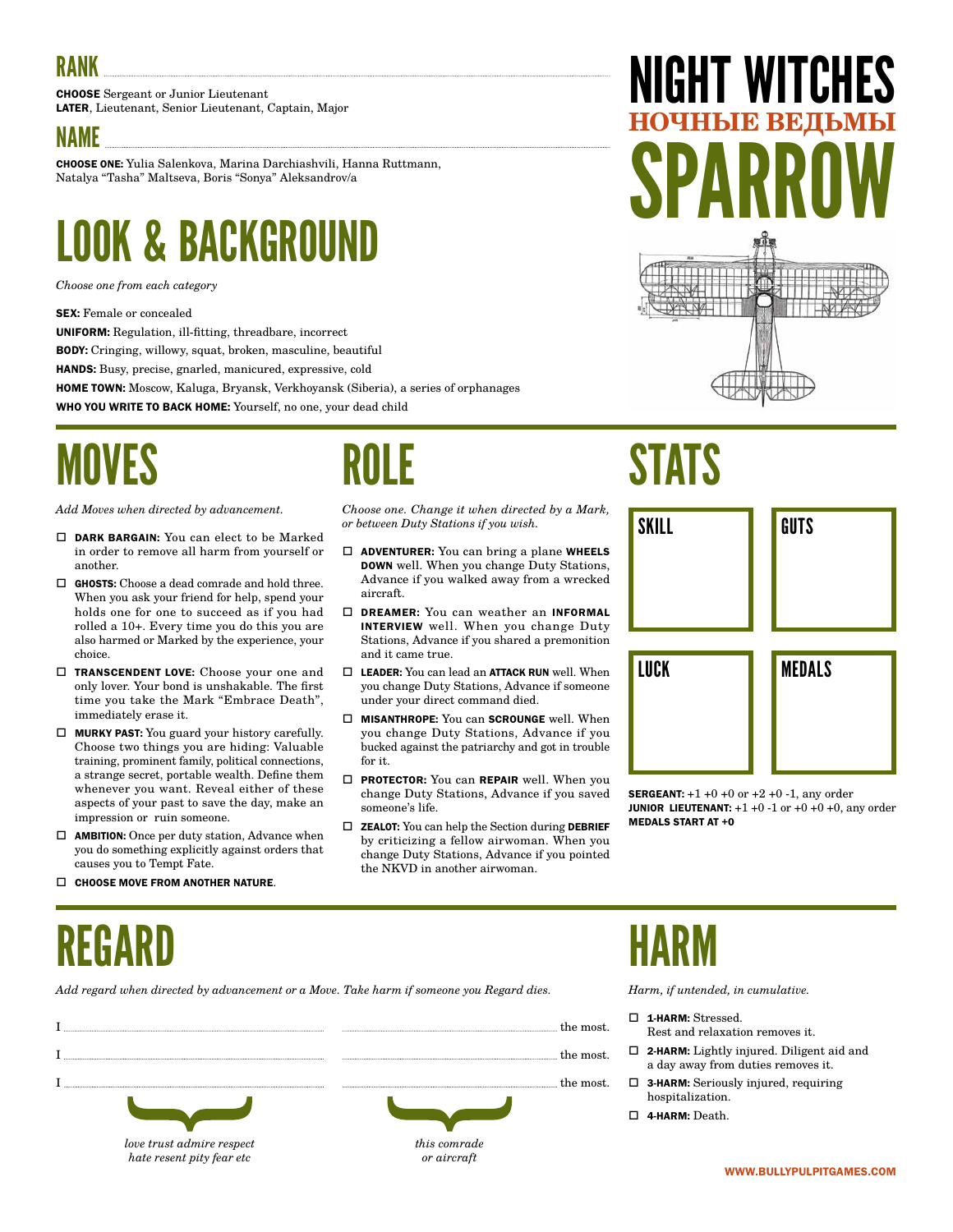# NIGHT WITCHES

## НОЧНЫЕ ВЕДЬМЫ

# SPARROW

## RANK

**CHOOSE** Sergeant or Junior Lieutenant
**LATER**, Lieutenant, Senior Lieutenant, Captain, Major

## NAME

**CHOOSE ONE:** Yulia Salenkova, Marina Darchiashvili, Hanna Ruttmann, Natalya "Tasha" Maltseva, Boris "Sonya" Aleksandrov/a

# LOOK & BACKGROUND

*Choose one from each category*

**SEX:** Female or concealed
**UNIFORM:** Regulation, ill-fitting, threadbare, incorrect
**BODY:** Cringing, willowy, squat, broken, masculine, beautiful
**HANDS:** Busy, precise, gnarled, manicured, expressive, cold
**HOME TOWN:** Moscow, Kaluga, Bryansk, Verkhoyansk (Siberia), a series of orphanages
**WHO YOU WRITE TO BACK HOME:** Yourself, no one, your dead child

# MOVES

*Add Moves when directed by advancement.*

- ☐ **DARK BARGAIN:** You can elect to be Marked in order to remove all harm from yourself or another.
- ☐ **GHOSTS:** Choose a dead comrade and hold three. When you ask your friend for help, spend your holds one for one to succeed as if you had rolled a 10+. Every time you do this you are also harmed or Marked by the experience, your choice.
- ☐ **TRANSCENDENT LOVE:** Choose your one and only lover. Your bond is unshakable. The first time you take the Mark "Embrace Death", immediately erase it.
- ☐ **MURKY PAST:** You guard your history carefully. Choose two things you are hiding: Valuable training, prominent family, political connections, a strange secret, portable wealth. Define them whenever you want. Reveal either of these aspects of your past to save the day, make an impression or ruin someone.
- ☐ **AMBITION:** Once per duty station, Advance when you do something explicitly against orders that causes you to Tempt Fate.
- ☐ **CHOOSE MOVE FROM ANOTHER NATURE**.

# ROLE

*Choose one. Change it when directed by a Mark, or between Duty Stations if you wish.*

- ☐ **ADVENTURER:** You can bring a plane **WHEELS DOWN** well. When you change Duty Stations, Advance if you walked away from a wrecked aircraft.
- ☐ **DREAMER:** You can weather an **INFORMAL INTERVIEW** well. When you change Duty Stations, Advance if you shared a premonition and it came true.
- ☐ **LEADER:** You can lead an **ATTACK RUN** well. When you change Duty Stations, Advance if someone under your direct command died.
- ☐ **MISANTHROPE:** You can **SCROUNGE** well. When you change Duty Stations, Advance if you bucked against the patriarchy and got in trouble for it.
- ☐ **PROTECTOR:** You can **REPAIR** well. When you change Duty Stations, Advance if you saved someone's life.
- ☐ **ZEALOT:** You can help the Section during **DEBRIEF** by criticizing a fellow airwoman. When you change Duty Stations, Advance if you pointed the NKVD in another airwoman.

# STATS

| SKILL | GUTS |
|---|---|
| | |

| LUCK | MEDALS |
|---|---|
| | |

**SERGEANT:** +1 +0 +0 or +2 +0 -1, any order
**JUNIOR LIEUTENANT:** +1 +0 -1 or +0 +0 +0, any order
**MEDALS START AT +0**

# REGARD

*Add regard when directed by advancement or a Move. Take harm if someone you Regard dies.*

I ........................ ........................ the most.
I ........................ ........................ the most.
I ........................ ........................ the most.

*love trust admire respect hate resent pity fear etc* — *this comrade or aircraft*

# HARM

*Harm, if untended, in cumulative.*

- ☐ **1-HARM:** Stressed. Rest and relaxation removes it.
- ☐ **2-HARM:** Lightly injured. Diligent aid and a day away from duties removes it.
- ☐ **3-HARM:** Seriously injured, requiring hospitalization.
- ☐ **4-HARM:** Death.

WWW.BULLYPULPITGAMES.COM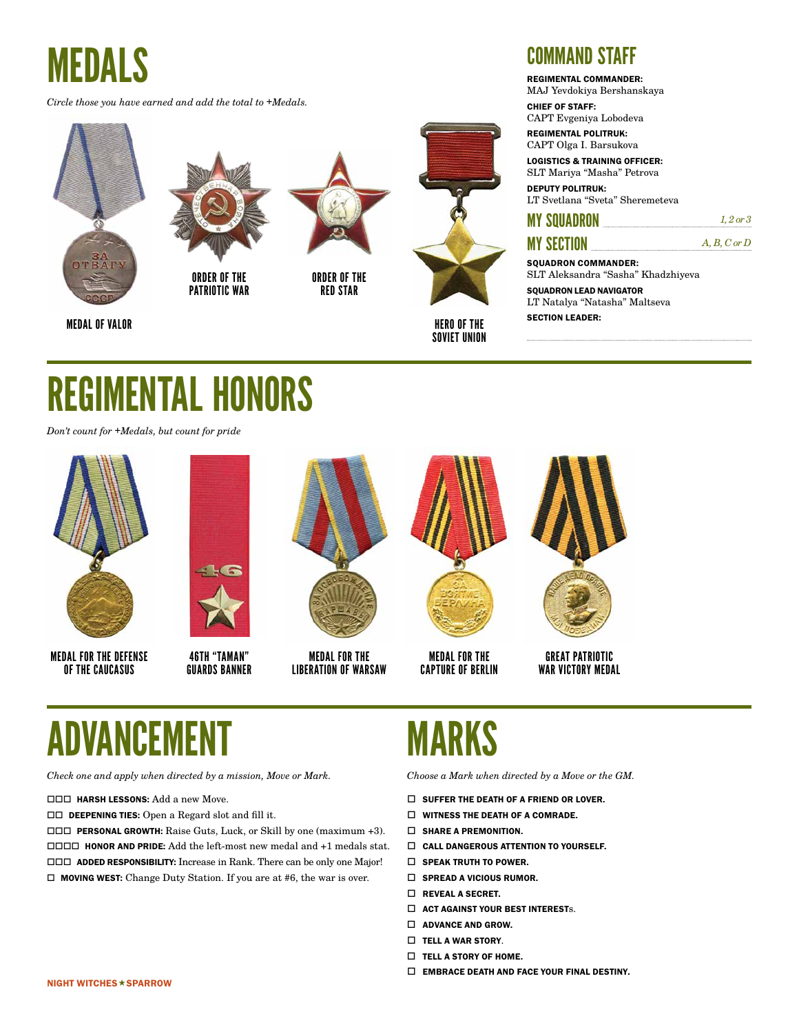# MEDALS

*Circle those you have earned and add the total to +Medals.*

MEDAL OF VALOR

ORDER OF THE PATRIOTIC WAR

ORDER OF THE RED STAR

HERO OF THE SOVIET UNION

# COMMAND STAFF

**REGIMENTAL COMMANDER:**
MAJ Yevdokiya Bershanskaya

**CHIEF OF STAFF:**
CAPT Evgeniya Lobodeva

**REGIMENTAL POLITRUK:**
CAPT Olga I. Barsukova

**LOGISTICS & TRAINING OFFICER:**
SLT Mariya "Masha" Petrova

**DEPUTY POLITRUK:**
LT Svetlana "Sveta" Sheremeteva

## MY SQUADRON ________ *1, 2 or 3*

## MY SECTION ________ *A, B, C or D*

**SQUADRON COMMANDER:**
SLT Aleksandra "Sasha" Khadzhiyeva

**SQUADRON LEAD NAVIGATOR**
LT Natalya "Natasha" Maltseva

**SECTION LEADER:**

________

# REGIMENTAL HONORS

*Don't count for +Medals, but count for pride*

MEDAL FOR THE DEFENSE OF THE CAUCASUS

46TH "TAMAN" GUARDS BANNER

MEDAL FOR THE LIBERATION OF WARSAW

MEDAL FOR THE CAPTURE OF BERLIN

GREAT PATRIOTIC WAR VICTORY MEDAL

# ADVANCEMENT

*Check one and apply when directed by a mission, Move or Mark.*

☐☐☐ **HARSH LESSONS:** Add a new Move.
☐☐ **DEEPENING TIES:** Open a Regard slot and fill it.
☐☐☐ **PERSONAL GROWTH:** Raise Guts, Luck, or Skill by one (maximum +3).
☐☐☐☐ **HONOR AND PRIDE:** Add the left-most new medal and +1 medals stat.
☐☐☐ **ADDED RESPONSIBILITY:** Increase in Rank. There can be only one Major!
☐ **MOVING WEST:** Change Duty Station. If you are at #6, the war is over.

# MARKS

*Choose a Mark when directed by a Move or the GM.*

☐ **SUFFER THE DEATH OF A FRIEND OR LOVER.**
☐ **WITNESS THE DEATH OF A COMRADE.**
☐ **SHARE A PREMONITION.**
☐ **CALL DANGEROUS ATTENTION TO YOURSELF.**
☐ **SPEAK TRUTH TO POWER.**
☐ **SPREAD A VICIOUS RUMOR.**
☐ **REVEAL A SECRET.**
☐ **ACT AGAINST YOUR BEST INTEREST**s.
☐ **ADVANCE AND GROW.**
☐ **TELL A WAR STORY**.
☐ **TELL A STORY OF HOME.**
☐ **EMBRACE DEATH AND FACE YOUR FINAL DESTINY.**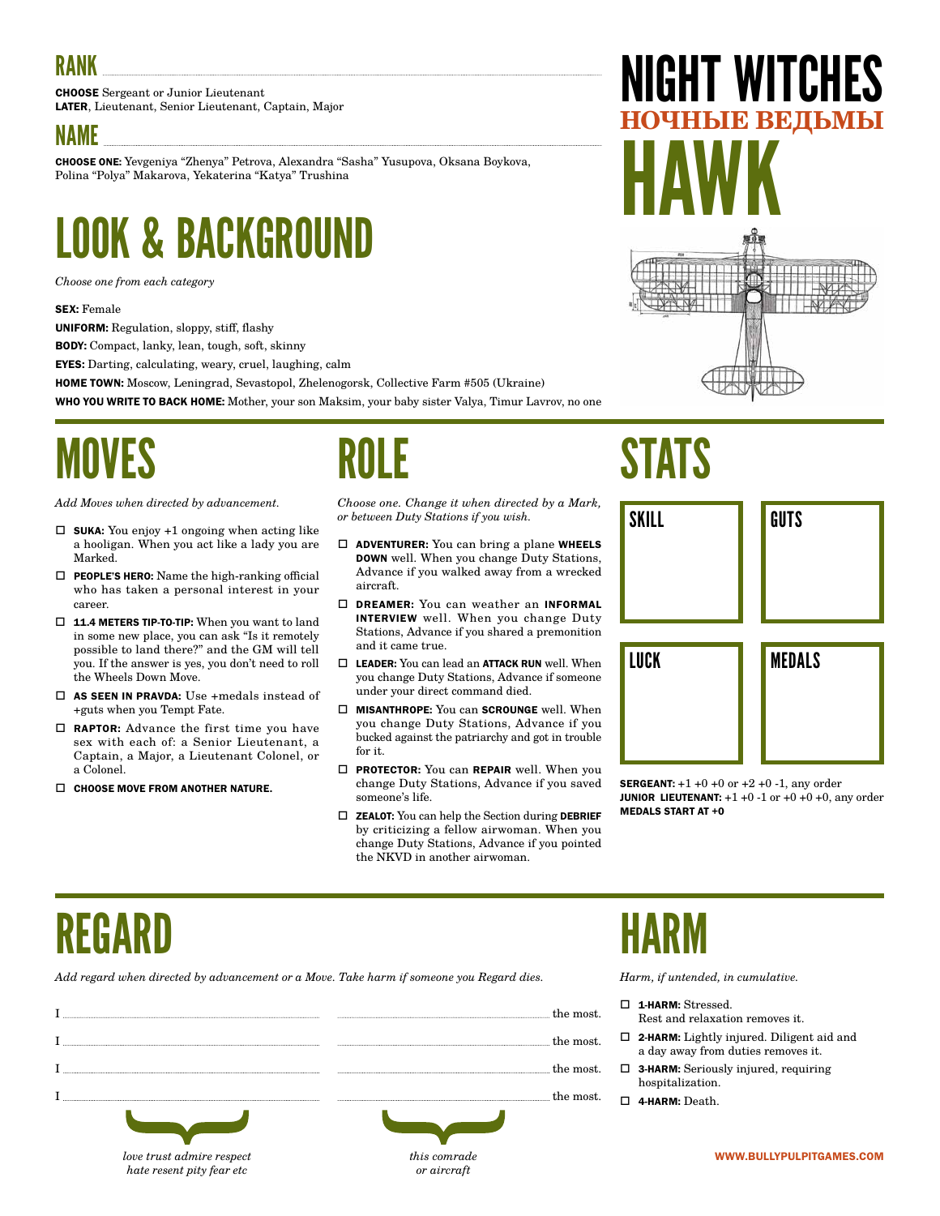# NIGHT WITCHES
## НОЧНЫЕ ВЕДЬМЫ
# HAWK

## RANK

**CHOOSE** Sergeant or Junior Lieutenant
**LATER**, Lieutenant, Senior Lieutenant, Captain, Major

## NAME

**CHOOSE ONE:** Yevgeniya "Zhenya" Petrova, Alexandra "Sasha" Yusupova, Oksana Boykova, Polina "Polya" Makarova, Yekaterina "Katya" Trushina

# LOOK & BACKGROUND

*Choose one from each category*

**SEX:** Female
**UNIFORM:** Regulation, sloppy, stiff, flashy
**BODY:** Compact, lanky, lean, tough, soft, skinny
**EYES:** Darting, calculating, weary, cruel, laughing, calm
**HOME TOWN:** Moscow, Leningrad, Sevastopol, Zhelenogorsk, Collective Farm #505 (Ukraine)
**WHO YOU WRITE TO BACK HOME:** Mother, your son Maksim, your baby sister Valya, Timur Lavrov, no one

# MOVES

*Add Moves when directed by advancement.*

- ☐ **SUKA:** You enjoy +1 ongoing when acting like a hooligan. When you act like a lady you are Marked.
- ☐ **PEOPLE'S HERO:** Name the high-ranking official who has taken a personal interest in your career.
- ☐ **11.4 METERS TIP-TO-TIP:** When you want to land in some new place, you can ask "Is it remotely possible to land there?" and the GM will tell you. If the answer is yes, you don't need to roll the Wheels Down Move.
- ☐ **AS SEEN IN PRAVDA:** Use +medals instead of +guts when you Tempt Fate.
- ☐ **RAPTOR:** Advance the first time you have sex with each of: a Senior Lieutenant, a Captain, a Major, a Lieutenant Colonel, or a Colonel.
- ☐ **CHOOSE MOVE FROM ANOTHER NATURE.**

# ROLE

*Choose one. Change it when directed by a Mark, or between Duty Stations if you wish.*

- ☐ **ADVENTURER:** You can bring a plane **WHEELS DOWN** well. When you change Duty Stations, Advance if you walked away from a wrecked aircraft.
- ☐ **DREAMER:** You can weather an **INFORMAL INTERVIEW** well. When you change Duty Stations, Advance if you shared a premonition and it came true.
- ☐ **LEADER:** You can lead an **ATTACK RUN** well. When you change Duty Stations, Advance if someone under your direct command died.
- ☐ **MISANTHROPE:** You can **SCROUNGE** well. When you change Duty Stations, Advance if you bucked against the patriarchy and got in trouble for it.
- ☐ **PROTECTOR:** You can **REPAIR** well. When you change Duty Stations, Advance if you saved someone's life.
- ☐ **ZEALOT:** You can help the Section during **DEBRIEF** by criticizing a fellow airwoman. When you change Duty Stations, Advance if you pointed the NKVD in another airwoman.

# STATS

| SKILL | GUTS |
|---|---|
| | |

| LUCK | MEDALS |
|---|---|
| | |

**SERGEANT:** +1 +0 +0 or +2 +0 -1, any order
**JUNIOR LIEUTENANT:** +1 +0 -1 or +0 +0 +0, any order
**MEDALS START AT +0**

# REGARD

*Add regard when directed by advancement or a Move. Take harm if someone you Regard dies.*

I ______________ ______________ the most.
I ______________ ______________ the most.
I ______________ ______________ the most.
I ______________ ______________ the most.

*love trust admire respect hate resent pity fear etc* — *this comrade or aircraft*

# HARM

*Harm, if untended, in cumulative.*

- ☐ **1-HARM:** Stressed. Rest and relaxation removes it.
- ☐ **2-HARM:** Lightly injured. Diligent aid and a day away from duties removes it.
- ☐ **3-HARM:** Seriously injured, requiring hospitalization.
- ☐ **4-HARM:** Death.

WWW.BULLYPULPITGAMES.COM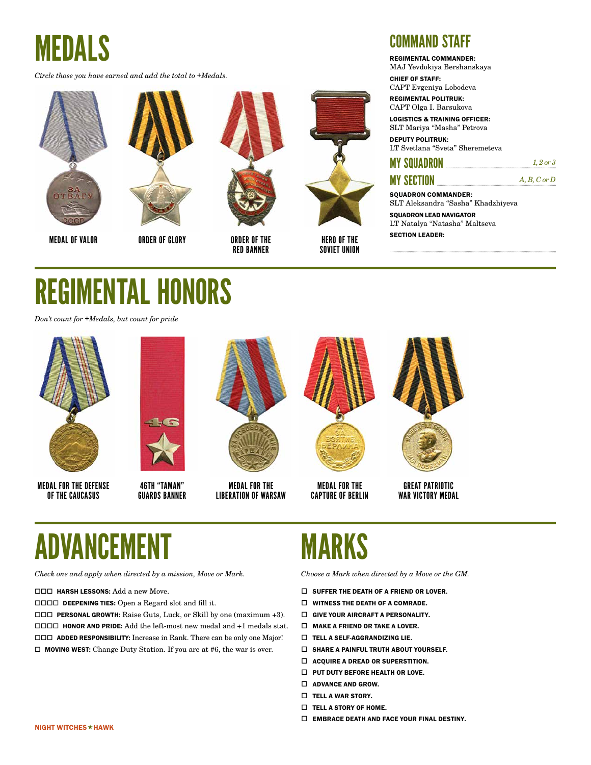# MEDALS

*Circle those you have earned and add the total to +Medals.*

MEDAL OF VALOR

ORDER OF GLORY

ORDER OF THE RED BANNER

HERO OF THE SOVIET UNION

# COMMAND STAFF

**REGIMENTAL COMMANDER:**
MAJ Yevdokiya Bershanskaya

**CHIEF OF STAFF:**
CAPT Evgeniya Lobodeva

**REGIMENTAL POLITRUK:**
CAPT Olga I. Barsukova

**LOGISTICS & TRAINING OFFICER:**
SLT Mariya "Masha" Petrova

**DEPUTY POLITRUK:**
LT Svetlana "Sveta" Sheremeteva

## MY SQUADRON ........................ *1, 2 or 3*

## MY SECTION ........................ *A, B, C or D*

**SQUADRON COMMANDER:**
SLT Aleksandra "Sasha" Khadzhiyeva

**SQUADRON LEAD NAVIGATOR**
LT Natalya "Natasha" Maltseva

**SECTION LEADER:**

........................................

# REGIMENTAL HONORS

*Don't count for +Medals, but count for pride*

MEDAL FOR THE DEFENSE OF THE CAUCASUS

46TH "TAMAN" GUARDS BANNER

MEDAL FOR THE LIBERATION OF WARSAW

MEDAL FOR THE CAPTURE OF BERLIN

GREAT PATRIOTIC WAR VICTORY MEDAL

# ADVANCEMENT

*Check one and apply when directed by a mission, Move or Mark.*

☐☐☐ **HARSH LESSONS:** Add a new Move.
☐☐☐☐ **DEEPENING TIES:** Open a Regard slot and fill it.
☐☐☐ **PERSONAL GROWTH:** Raise Guts, Luck, or Skill by one (maximum +3).
☐☐☐☐ **HONOR AND PRIDE:** Add the left-most new medal and +1 medals stat.
☐☐☐ **ADDED RESPONSIBILITY:** Increase in Rank. There can be only one Major!
☐ **MOVING WEST:** Change Duty Station. If you are at #6, the war is over.

# MARKS

*Choose a Mark when directed by a Move or the GM.*

- ☐ **SUFFER THE DEATH OF A FRIEND OR LOVER.**
- ☐ **WITNESS THE DEATH OF A COMRADE.**
- ☐ **GIVE YOUR AIRCRAFT A PERSONALITY.**
- ☐ **MAKE A FRIEND OR TAKE A LOVER.**
- ☐ **TELL A SELF-AGGRANDIZING LIE.**
- ☐ **SHARE A PAINFUL TRUTH ABOUT YOURSELF.**
- ☐ **ACQUIRE A DREAD OR SUPERSTITION.**
- ☐ **PUT DUTY BEFORE HEALTH OR LOVE.**
- ☐ **ADVANCE AND GROW.**
- ☐ **TELL A WAR STORY.**
- ☐ **TELL A STORY OF HOME.**
- ☐ **EMBRACE DEATH AND FACE YOUR FINAL DESTINY.**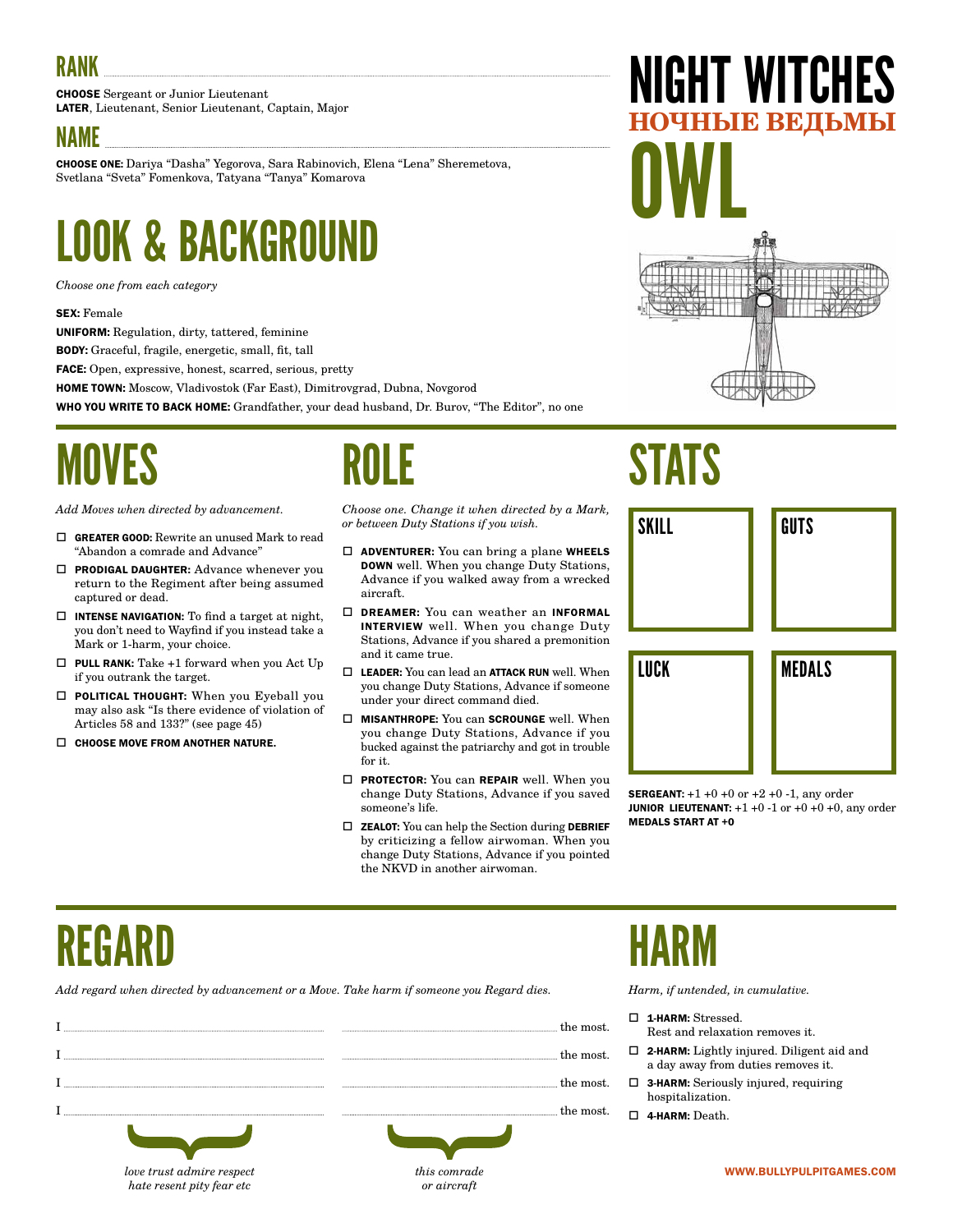# NIGHT WITCHES
## НОЧНЫЕ ВЕДЬМЫ
# OWL

## RANK

**CHOOSE** Sergeant or Junior Lieutenant
**LATER**, Lieutenant, Senior Lieutenant, Captain, Major

## NAME

**CHOOSE ONE:** Dariya "Dasha" Yegorova, Sara Rabinovich, Elena "Lena" Sheremetova, Svetlana "Sveta" Fomenkova, Tatyana "Tanya" Komarova

# LOOK & BACKGROUND

*Choose one from each category*

**SEX:** Female
**UNIFORM:** Regulation, dirty, tattered, feminine
**BODY:** Graceful, fragile, energetic, small, fit, tall
**FACE:** Open, expressive, honest, scarred, serious, pretty
**HOME TOWN:** Moscow, Vladivostok (Far East), Dimitrovgrad, Dubna, Novgorod
**WHO YOU WRITE TO BACK HOME:** Grandfather, your dead husband, Dr. Burov, "The Editor", no one

# MOVES

*Add Moves when directed by advancement.*

- ☐ **GREATER GOOD:** Rewrite an unused Mark to read "Abandon a comrade and Advance"
- ☐ **PRODIGAL DAUGHTER:** Advance whenever you return to the Regiment after being assumed captured or dead.
- ☐ **INTENSE NAVIGATION:** To find a target at night, you don't need to Wayfind if you instead take a Mark or 1-harm, your choice.
- ☐ **PULL RANK:** Take +1 forward when you Act Up if you outrank the target.
- ☐ **POLITICAL THOUGHT:** When you Eyeball you may also ask "Is there evidence of violation of Articles 58 and 133?" (see page 45)
- ☐ **CHOOSE MOVE FROM ANOTHER NATURE.**

# ROLE

*Choose one. Change it when directed by a Mark, or between Duty Stations if you wish.*

- ☐ **ADVENTURER:** You can bring a plane **WHEELS DOWN** well. When you change Duty Stations, Advance if you walked away from a wrecked aircraft.
- ☐ **DREAMER:** You can weather an **INFORMAL INTERVIEW** well. When you change Duty Stations, Advance if you shared a premonition and it came true.
- ☐ **LEADER:** You can lead an **ATTACK RUN** well. When you change Duty Stations, Advance if someone under your direct command died.
- ☐ **MISANTHROPE:** You can **SCROUNGE** well. When you change Duty Stations, Advance if you bucked against the patriarchy and got in trouble for it.
- ☐ **PROTECTOR:** You can **REPAIR** well. When you change Duty Stations, Advance if you saved someone's life.
- ☐ **ZEALOT:** You can help the Section during **DEBRIEF** by criticizing a fellow airwoman. When you change Duty Stations, Advance if you pointed the NKVD in another airwoman.

# STATS

| SKILL | GUTS |
|---|---|
| | |

| LUCK | MEDALS |
|---|---|
| | |

**SERGEANT:** +1 +0 +0 or +2 +0 -1, any order
**JUNIOR LIEUTENANT:** +1 +0 -1 or +0 +0 +0, any order
**MEDALS START AT +0**

# REGARD

*Add regard when directed by advancement or a Move. Take harm if someone you Regard dies.*

I ........................ ........................ the most.
I ........................ ........................ the most.
I ........................ ........................ the most.
I ........................ ........................ the most.

*love trust admire respect hate resent pity fear etc* — *this comrade or aircraft*

# HARM

*Harm, if untended, in cumulative.*

- ☐ **1-HARM:** Stressed. Rest and relaxation removes it.
- ☐ **2-HARM:** Lightly injured. Diligent aid and a day away from duties removes it.
- ☐ **3-HARM:** Seriously injured, requiring hospitalization.
- ☐ **4-HARM:** Death.

WWW.BULLYPULPITGAMES.COM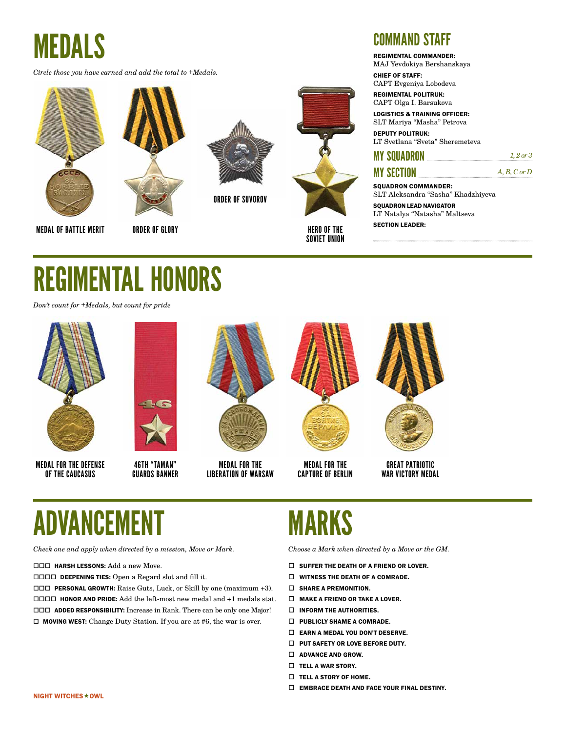# MEDALS

*Circle those you have earned and add the total to +Medals.*

MEDAL OF BATTLE MERIT

ORDER OF GLORY

ORDER OF SUVOROV

HERO OF THE SOVIET UNION

# COMMAND STAFF

**REGIMENTAL COMMANDER:**
MAJ Yevdokiya Bershanskaya

**CHIEF OF STAFF:**
CAPT Evgeniya Lobodeva

**REGIMENTAL POLITRUK:**
CAPT Olga I. Barsukova

**LOGISTICS & TRAINING OFFICER:**
SLT Mariya "Masha" Petrova

**DEPUTY POLITRUK:**
LT Svetlana "Sveta" Sheremeteva

## MY SQUADRON ........ *1, 2 or 3*

## MY SECTION ........ *A, B, C or D*

**SQUADRON COMMANDER:**
SLT Aleksandra "Sasha" Khadzhiyeva

**SQUADRON LEAD NAVIGATOR**
LT Natalya "Natasha" Maltseva

**SECTION LEADER:**

# REGIMENTAL HONORS

*Don't count for +Medals, but count for pride*

MEDAL FOR THE DEFENSE OF THE CAUCASUS

46TH "TAMAN" GUARDS BANNER

MEDAL FOR THE LIBERATION OF WARSAW

MEDAL FOR THE CAPTURE OF BERLIN

GREAT PATRIOTIC WAR VICTORY MEDAL

# ADVANCEMENT

*Check one and apply when directed by a mission, Move or Mark.*

☐☐☐ **HARSH LESSONS:** Add a new Move.

☐☐☐☐ **DEEPENING TIES:** Open a Regard slot and fill it.

☐☐☐ **PERSONAL GROWTH:** Raise Guts, Luck, or Skill by one (maximum +3).

☐☐☐☐ **HONOR AND PRIDE:** Add the left-most new medal and +1 medals stat.

☐☐☐ **ADDED RESPONSIBILITY:** Increase in Rank. There can be only one Major!

☐ **MOVING WEST:** Change Duty Station. If you are at #6, the war is over.

# MARKS

*Choose a Mark when directed by a Move or the GM.*

- ☐ **SUFFER THE DEATH OF A FRIEND OR LOVER.**
- ☐ **WITNESS THE DEATH OF A COMRADE.**
- ☐ **SHARE A PREMONITION.**
- ☐ **MAKE A FRIEND OR TAKE A LOVER.**
- ☐ **INFORM THE AUTHORITIES.**
- ☐ **PUBLICLY SHAME A COMRADE.**
- ☐ **EARN A MEDAL YOU DON'T DESERVE.**
- ☐ **PUT SAFETY OR LOVE BEFORE DUTY.**
- ☐ **ADVANCE AND GROW.**
- ☐ **TELL A WAR STORY.**
- ☐ **TELL A STORY OF HOME.**
- ☐ **EMBRACE DEATH AND FACE YOUR FINAL DESTINY.**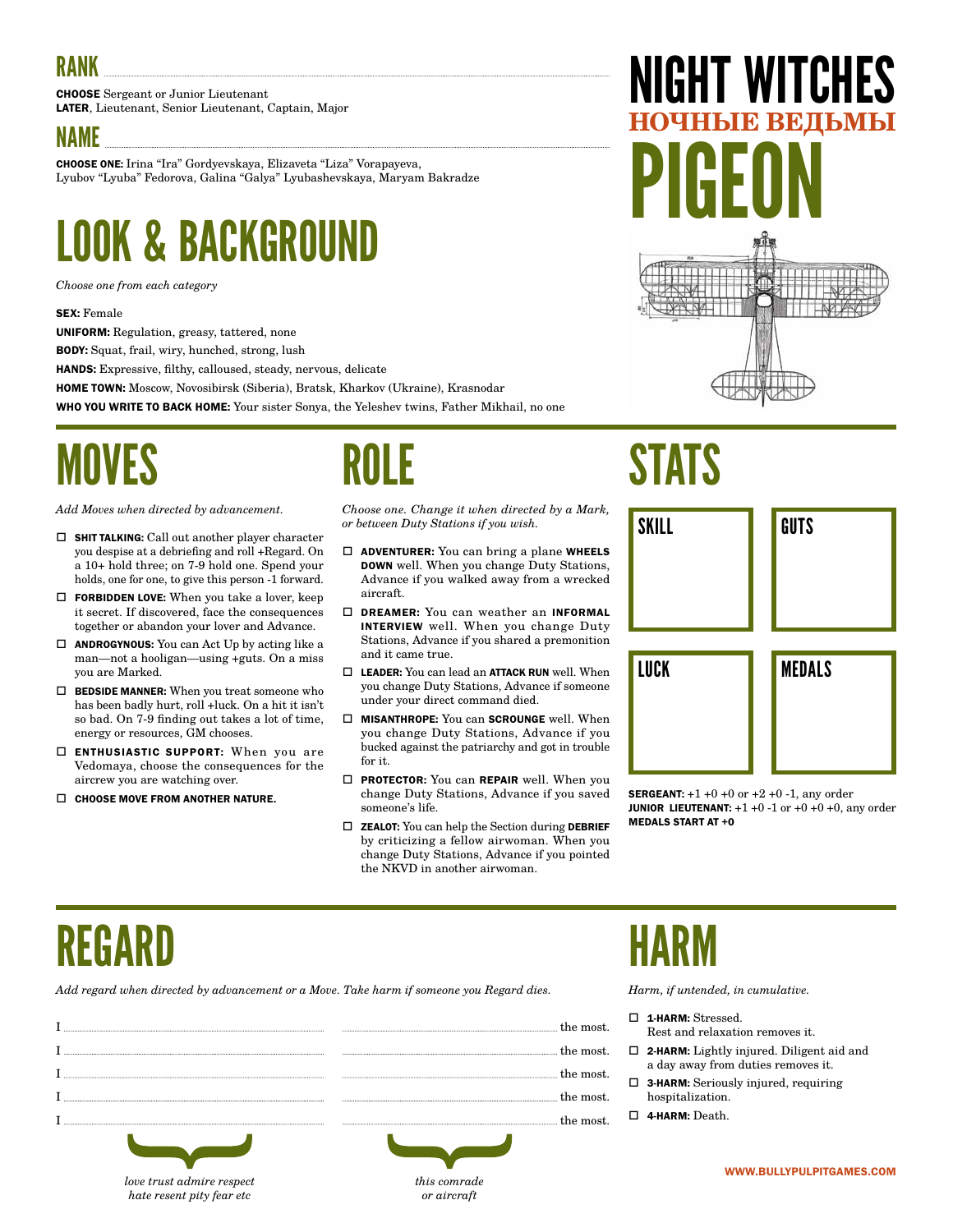# NIGHT WITCHES

## НОЧНЫЕ ВЕДЬМЫ

# PIGEON

## RANK

**CHOOSE** Sergeant or Junior Lieutenant
**LATER**, Lieutenant, Senior Lieutenant, Captain, Major

## NAME

**CHOOSE ONE:** Irina "Ira" Gordyevskaya, Elizaveta "Liza" Vorapayeva, Lyubov "Lyuba" Fedorova, Galina "Galya" Lyubashevskaya, Maryam Bakradze

# LOOK & BACKGROUND

*Choose one from each category*

**SEX:** Female
**UNIFORM:** Regulation, greasy, tattered, none
**BODY:** Squat, frail, wiry, hunched, strong, lush
**HANDS:** Expressive, filthy, calloused, steady, nervous, delicate
**HOME TOWN:** Moscow, Novosibirsk (Siberia), Bratsk, Kharkov (Ukraine), Krasnodar
**WHO YOU WRITE TO BACK HOME:** Your sister Sonya, the Yeleshev twins, Father Mikhail, no one

# MOVES

*Add Moves when directed by advancement.*

- ☐ **SHIT TALKING:** Call out another player character you despise at a debriefing and roll +Regard. On a 10+ hold three; on 7-9 hold one. Spend your holds, one for one, to give this person -1 forward.
- ☐ **FORBIDDEN LOVE:** When you take a lover, keep it secret. If discovered, face the consequences together or abandon your lover and Advance.
- ☐ **ANDROGYNOUS:** You can Act Up by acting like a man—not a hooligan—using +guts. On a miss you are Marked.
- ☐ **BEDSIDE MANNER:** When you treat someone who has been badly hurt, roll +luck. On a hit it isn't so bad. On 7-9 finding out takes a lot of time, energy or resources, GM chooses.
- ☐ **ENTHUSIASTIC SUPPORT:** When you are Vedomaya, choose the consequences for the aircrew you are watching over.
- ☐ **CHOOSE MOVE FROM ANOTHER NATURE.**

# ROLE

*Choose one. Change it when directed by a Mark, or between Duty Stations if you wish.*

- ☐ **ADVENTURER:** You can bring a plane **WHEELS DOWN** well. When you change Duty Stations, Advance if you walked away from a wrecked aircraft.
- ☐ **DREAMER:** You can weather an **INFORMAL INTERVIEW** well. When you change Duty Stations, Advance if you shared a premonition and it came true.
- ☐ **LEADER:** You can lead an **ATTACK RUN** well. When you change Duty Stations, Advance if someone under your direct command died.
- ☐ **MISANTHROPE:** You can **SCROUNGE** well. When you change Duty Stations, Advance if you bucked against the patriarchy and got in trouble for it.
- ☐ **PROTECTOR:** You can **REPAIR** well. When you change Duty Stations, Advance if you saved someone's life.
- ☐ **ZEALOT:** You can help the Section during **DEBRIEF** by criticizing a fellow airwoman. When you change Duty Stations, Advance if you pointed the NKVD in another airwoman.

# STATS

| SKILL | GUTS |
|---|---|
| | |

| LUCK | MEDALS |
|---|---|
| | |

**SERGEANT:** +1 +0 +0 or +2 +0 -1, any order
**JUNIOR LIEUTENANT:** +1 +0 -1 or +0 +0 +0, any order
**MEDALS START AT +0**

# REGARD

*Add regard when directed by advancement or a Move. Take harm if someone you Regard dies.*

I ______________________ ______________________ the most.
I ______________________ ______________________ the most.
I ______________________ ______________________ the most.
I ______________________ ______________________ the most.
I ______________________ ______________________ the most.

*love trust admire respect hate resent pity fear etc*

*this comrade or aircraft*

# HARM

*Harm, if untended, in cumulative.*

- ☐ **1-HARM:** Stressed. Rest and relaxation removes it.
- ☐ **2-HARM:** Lightly injured. Diligent aid and a day away from duties removes it.
- ☐ **3-HARM:** Seriously injured, requiring hospitalization.
- ☐ **4-HARM:** Death.

WWW.BULLYPULPITGAMES.COM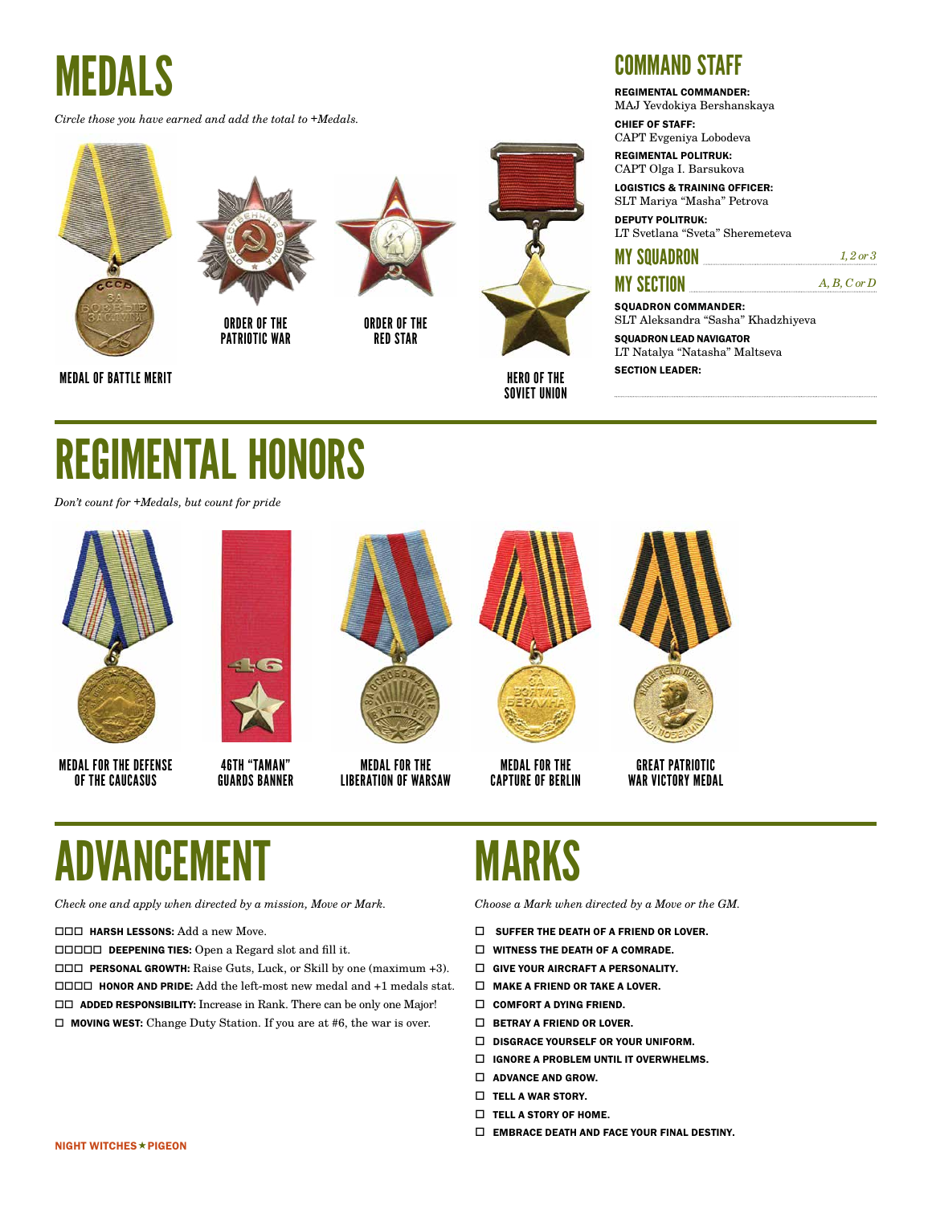# MEDALS

*Circle those you have earned and add the total to +Medals.*

MEDAL OF BATTLE MERIT

ORDER OF THE PATRIOTIC WAR

ORDER OF THE RED STAR

HERO OF THE SOVIET UNION

## COMMAND STAFF

**REGIMENTAL COMMANDER:**
MAJ Yevdokiya Bershanskaya

**CHIEF OF STAFF:**
CAPT Evgeniya Lobodeva

**REGIMENTAL POLITRUK:**
CAPT Olga I. Barsukova

**LOGISTICS & TRAINING OFFICER:**
SLT Mariya “Masha” Petrova

**DEPUTY POLITRUK:**
LT Svetlana “Sveta” Sheremeteva

**MY SQUADRON** ............ *1, 2 or 3*

**MY SECTION** ............ *A, B, C or D*

**SQUADRON COMMANDER:**
SLT Aleksandra “Sasha” Khadzhiyeva

**SQUADRON LEAD NAVIGATOR**
LT Natalya “Natasha” Maltseva

**SECTION LEADER:**

............

# REGIMENTAL HONORS

*Don’t count for +Medals, but count for pride*

MEDAL FOR THE DEFENSE OF THE CAUCASUS

46TH “TAMAN” GUARDS BANNER

MEDAL FOR THE LIBERATION OF WARSAW

MEDAL FOR THE CAPTURE OF BERLIN

GREAT PATRIOTIC WAR VICTORY MEDAL

# ADVANCEMENT

*Check one and apply when directed by a mission, Move or Mark.*

- ☐☐☐ **HARSH LESSONS:** Add a new Move.
- ☐☐☐☐☐ **DEEPENING TIES:** Open a Regard slot and fill it.
- ☐☐☐ **PERSONAL GROWTH:** Raise Guts, Luck, or Skill by one (maximum +3).
- ☐☐☐☐ **HONOR AND PRIDE:** Add the left-most new medal and +1 medals stat.
- ☐☐ **ADDED RESPONSIBILITY:** Increase in Rank. There can be only one Major!
- ☐ **MOVING WEST:** Change Duty Station. If you are at #6, the war is over.

# MARKS

*Choose a Mark when directed by a Move or the GM.*

- ☐ **SUFFER THE DEATH OF A FRIEND OR LOVER.**
- ☐ **WITNESS THE DEATH OF A COMRADE.**
- ☐ **GIVE YOUR AIRCRAFT A PERSONALITY.**
- ☐ **MAKE A FRIEND OR TAKE A LOVER.**
- ☐ **COMFORT A DYING FRIEND.**
- ☐ **BETRAY A FRIEND OR LOVER.**
- ☐ **DISGRACE YOURSELF OR YOUR UNIFORM.**
- ☐ **IGNORE A PROBLEM UNTIL IT OVERWHELMS.**
- ☐ **ADVANCE AND GROW.**
- ☐ **TELL A WAR STORY.**
- ☐ **TELL A STORY OF HOME.**
- ☐ **EMBRACE DEATH AND FACE YOUR FINAL DESTINY.**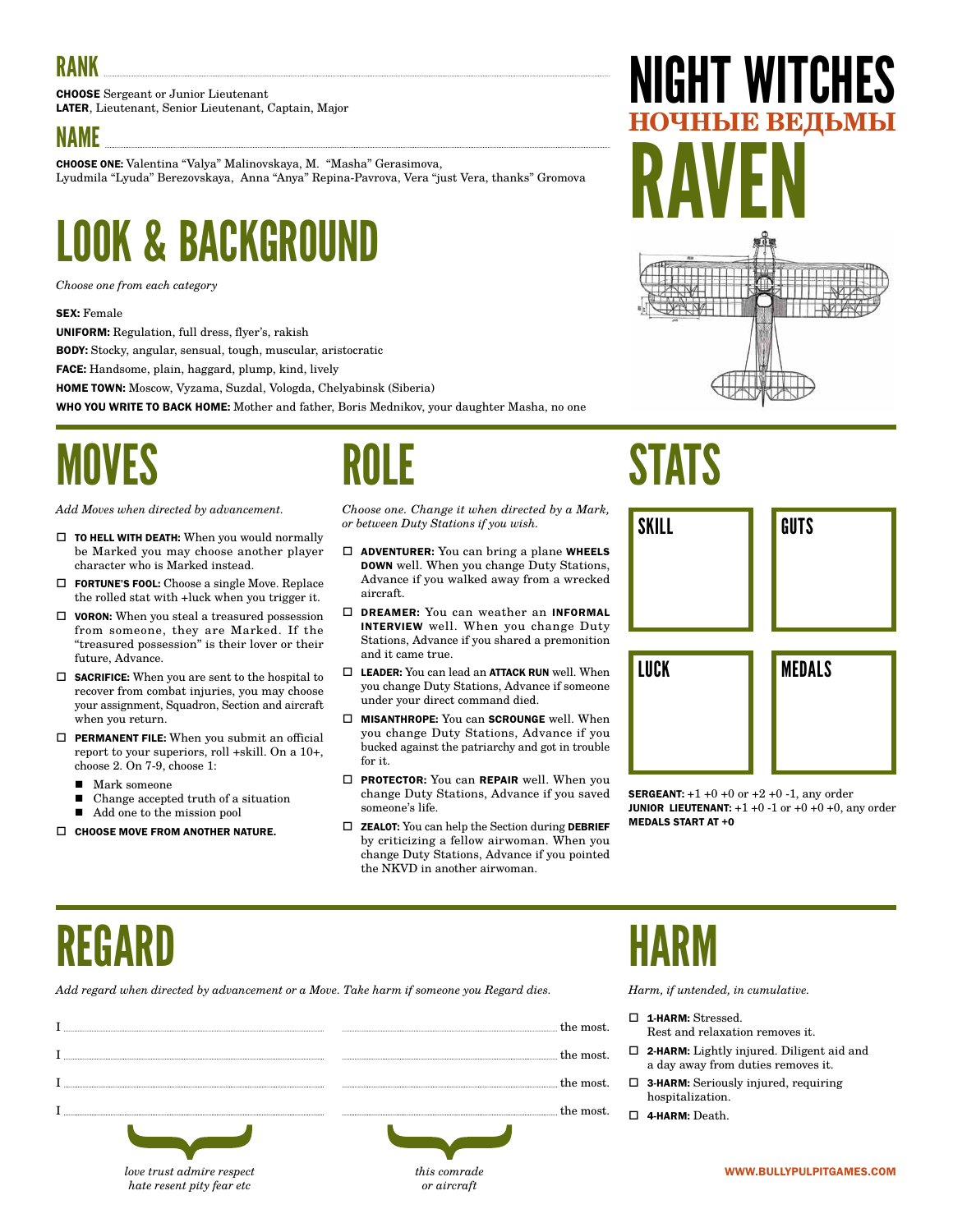# NIGHT WITCHES

## НОЧНЫЕ ВЕДЬМЫ

# RAVEN

## RANK

**CHOOSE** Sergeant or Junior Lieutenant
**LATER**, Lieutenant, Senior Lieutenant, Captain, Major

## NAME

**CHOOSE ONE:** Valentina "Valya" Malinovskaya, M. "Masha" Gerasimova, Lyudmila "Lyuda" Berezovskaya, Anna "Anya" Repina-Pavrova, Vera "just Vera, thanks" Gromova

# LOOK & BACKGROUND

*Choose one from each category*

**SEX:** Female
**UNIFORM:** Regulation, full dress, flyer's, rakish
**BODY:** Stocky, angular, sensual, tough, muscular, aristocratic
**FACE:** Handsome, plain, haggard, plump, kind, lively
**HOME TOWN:** Moscow, Vyzama, Suzdal, Vologda, Chelyabinsk (Siberia)
**WHO YOU WRITE TO BACK HOME:** Mother and father, Boris Mednikov, your daughter Masha, no one

# MOVES

*Add Moves when directed by advancement.*

- ☐ **TO HELL WITH DEATH:** When you would normally be Marked you may choose another player character who is Marked instead.
- ☐ **FORTUNE'S FOOL:** Choose a single Move. Replace the rolled stat with +luck when you trigger it.
- ☐ **VORON:** When you steal a treasured possession from someone, they are Marked. If the "treasured possession" is their lover or their future, Advance.
- ☐ **SACRIFICE:** When you are sent to the hospital to recover from combat injuries, you may choose your assignment, Squadron, Section and aircraft when you return.
- ☐ **PERMANENT FILE:** When you submit an official report to your superiors, roll +skill. On a 10+, choose 2. On 7-9, choose 1:
  - Mark someone
  - Change accepted truth of a situation
  - Add one to the mission pool
- ☐ **CHOOSE MOVE FROM ANOTHER NATURE.**

# ROLE

*Choose one. Change it when directed by a Mark, or between Duty Stations if you wish.*

- ☐ **ADVENTURER:** You can bring a plane **WHEELS DOWN** well. When you change Duty Stations, Advance if you walked away from a wrecked aircraft.
- ☐ **DREAMER:** You can weather an **INFORMAL INTERVIEW** well. When you change Duty Stations, Advance if you shared a premonition and it came true.
- ☐ **LEADER:** You can lead an **ATTACK RUN** well. When you change Duty Stations, Advance if someone under your direct command died.
- ☐ **MISANTHROPE:** You can **SCROUNGE** well. When you change Duty Stations, Advance if you bucked against the patriarchy and got in trouble for it.
- ☐ **PROTECTOR:** You can **REPAIR** well. When you change Duty Stations, Advance if you saved someone's life.
- ☐ **ZEALOT:** You can help the Section during **DEBRIEF** by criticizing a fellow airwoman. When you change Duty Stations, Advance if you pointed the NKVD in another airwoman.

# STATS

| SKILL | GUTS |
|---|---|
| | |

| LUCK | MEDALS |
|---|---|
| | |

**SERGEANT:** +1 +0 +0 or +2 +0 -1, any order
**JUNIOR LIEUTENANT:** +1 +0 -1 or +0 +0 +0, any order
**MEDALS START AT +0**

# REGARD

*Add regard when directed by advancement or a Move. Take harm if someone you Regard dies.*

I ______________ ______________ the most.
I ______________ ______________ the most.
I ______________ ______________ the most.
I ______________ ______________ the most.

*love trust admire respect hate resent pity fear etc* — *this comrade or aircraft*

# HARM

*Harm, if untended, in cumulative.*

- ☐ **1-HARM:** Stressed. Rest and relaxation removes it.
- ☐ **2-HARM:** Lightly injured. Diligent aid and a day away from duties removes it.
- ☐ **3-HARM:** Seriously injured, requiring hospitalization.
- ☐ **4-HARM:** Death.

WWW.BULLYPULPITGAMES.COM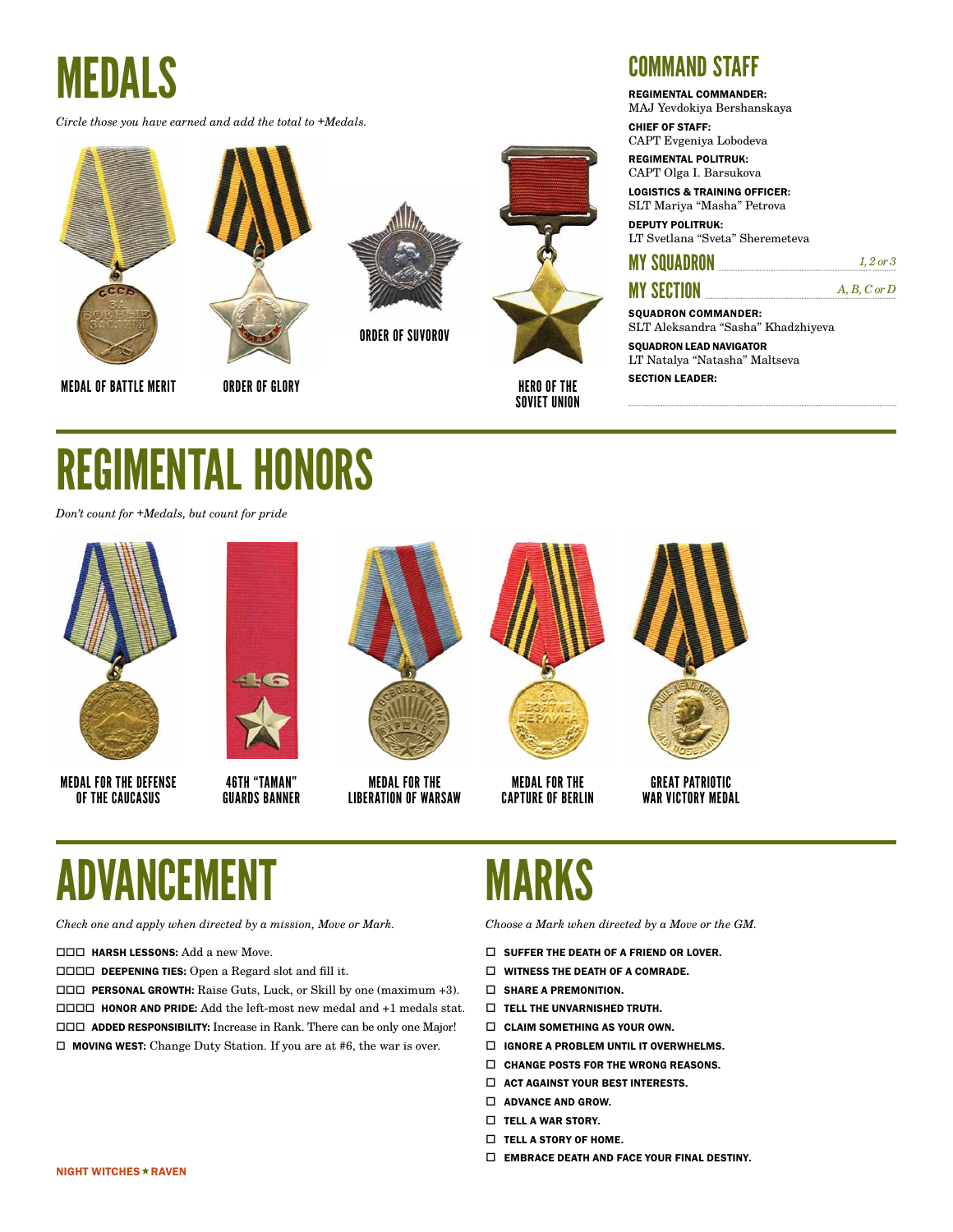# MEDALS

*Circle those you have earned and add the total to +Medals.*

MEDAL OF BATTLE MERIT

ORDER OF GLORY

ORDER OF SUVOROV

HERO OF THE SOVIET UNION

## COMMAND STAFF

**REGIMENTAL COMMANDER:**
MAJ Yevdokiya Bershanskaya

**CHIEF OF STAFF:**
CAPT Evgeniya Lobodeva

**REGIMENTAL POLITRUK:**
CAPT Olga I. Barsukova

**LOGISTICS & TRAINING OFFICER:**
SLT Mariya "Masha" Petrova

**DEPUTY POLITRUK:**
LT Svetlana "Sveta" Sheremeteva

**MY SQUADRON** ........................ *1, 2 or 3*

**MY SECTION** ........................ *A, B, C or D*

**SQUADRON COMMANDER:**
SLT Aleksandra "Sasha" Khadzhiyeva

**SQUADRON LEAD NAVIGATOR**
LT Natalya "Natasha" Maltseva

**SECTION LEADER:**

........................

# REGIMENTAL HONORS

*Don't count for +Medals, but count for pride*

MEDAL FOR THE DEFENSE OF THE CAUCASUS

46TH "TAMAN" GUARDS BANNER

MEDAL FOR THE LIBERATION OF WARSAW

MEDAL FOR THE CAPTURE OF BERLIN

GREAT PATRIOTIC WAR VICTORY MEDAL

# ADVANCEMENT

*Check one and apply when directed by a mission, Move or Mark.*

- ☐☐☐ **HARSH LESSONS:** Add a new Move.
- ☐☐☐☐ **DEEPENING TIES:** Open a Regard slot and fill it.
- ☐☐☐ **PERSONAL GROWTH:** Raise Guts, Luck, or Skill by one (maximum +3).
- ☐☐☐☐ **HONOR AND PRIDE:** Add the left-most new medal and +1 medals stat.
- ☐☐☐ **ADDED RESPONSIBILITY:** Increase in Rank. There can be only one Major!
- ☐ **MOVING WEST:** Change Duty Station. If you are at #6, the war is over.

# MARKS

*Choose a Mark when directed by a Move or the GM.*

- ☐ **SUFFER THE DEATH OF A FRIEND OR LOVER.**
- ☐ **WITNESS THE DEATH OF A COMRADE.**
- ☐ **SHARE A PREMONITION.**
- ☐ **TELL THE UNVARNISHED TRUTH.**
- ☐ **CLAIM SOMETHING AS YOUR OWN.**
- ☐ **IGNORE A PROBLEM UNTIL IT OVERWHELMS.**
- ☐ **CHANGE POSTS FOR THE WRONG REASONS.**
- ☐ **ACT AGAINST YOUR BEST INTERESTS.**
- ☐ **ADVANCE AND GROW.**
- ☐ **TELL A WAR STORY.**
- ☐ **TELL A STORY OF HOME.**
- ☐ **EMBRACE DEATH AND FACE YOUR FINAL DESTINY.**